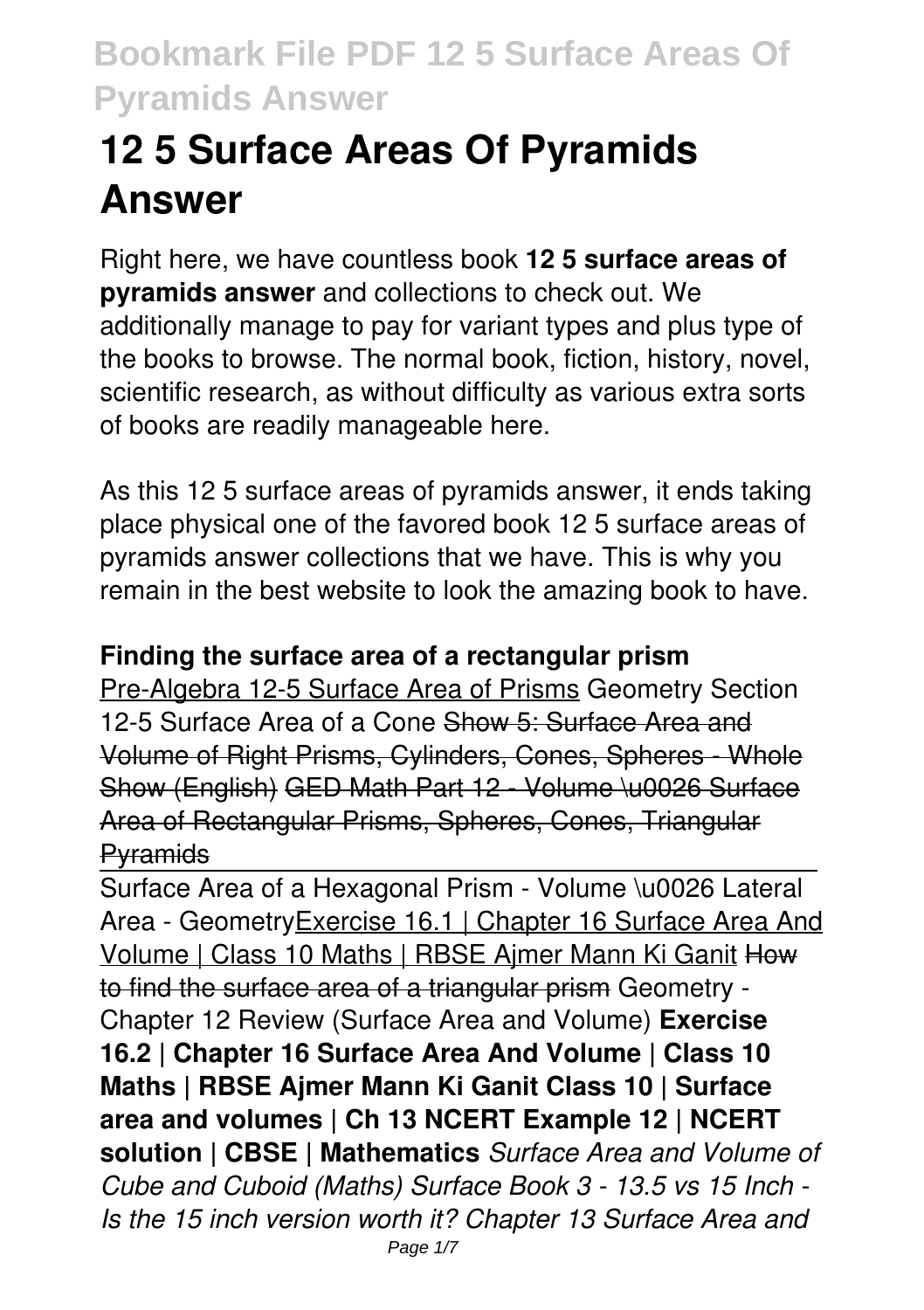# 12 5 Surface Areas Of Pyramids Answer

Right here, we have countless book **12 5 surface areas of pyramids answer** and collections to check out. We additionally manage to pay for variant types and plus type of the books to browse. The normal book, fiction, history, novel, scientific research, as without difficulty as various extra sorts of books are readily manageable here.

As this 12 5 surface areas of pyramids answer, it ends taking place physical one of the favored book 12 5 surface areas of pyramids answer collections that we have. This is why you remain in the best website to look the amazing book to have.

**Finding the surface area of a rectangular prism**

Pre-Algebra 12-5 Surface Area of Prisms Geometry Section 12-5 Surface Area of a Cone ~~Show 5: Surface Area and Volume of Right Prisms, Cylinders, Cones, Spheres - Whole Show (English)~~ ~~GED Math Part 12 - Volume \u0026 Surface Area of Rectangular Prisms, Spheres, Cones, Triangular Pyramids~~

Surface Area of a Hexagonal Prism - Volume \u0026 Lateral Area - Geometry Exercise 16.1 | Chapter 16 Surface Area And Volume | Class 10 Maths | RBSE Ajmer Mann Ki Ganit ~~How to find the surface area of a triangular prism~~ Geometry - Chapter 12 Review (Surface Area and Volume) **Exercise 16.2 | Chapter 16 Surface Area And Volume | Class 10 Maths | RBSE Ajmer Mann Ki Ganit Class 10 | Surface area and volumes | Ch 13 NCERT Example 12 | NCERT solution | CBSE | Mathematics** *Surface Area and Volume of Cube and Cuboid (Maths) Surface Book 3 - 13.5 vs 15 Inch - Is the 15 inch version worth it? Chapter 13 Surface Area and*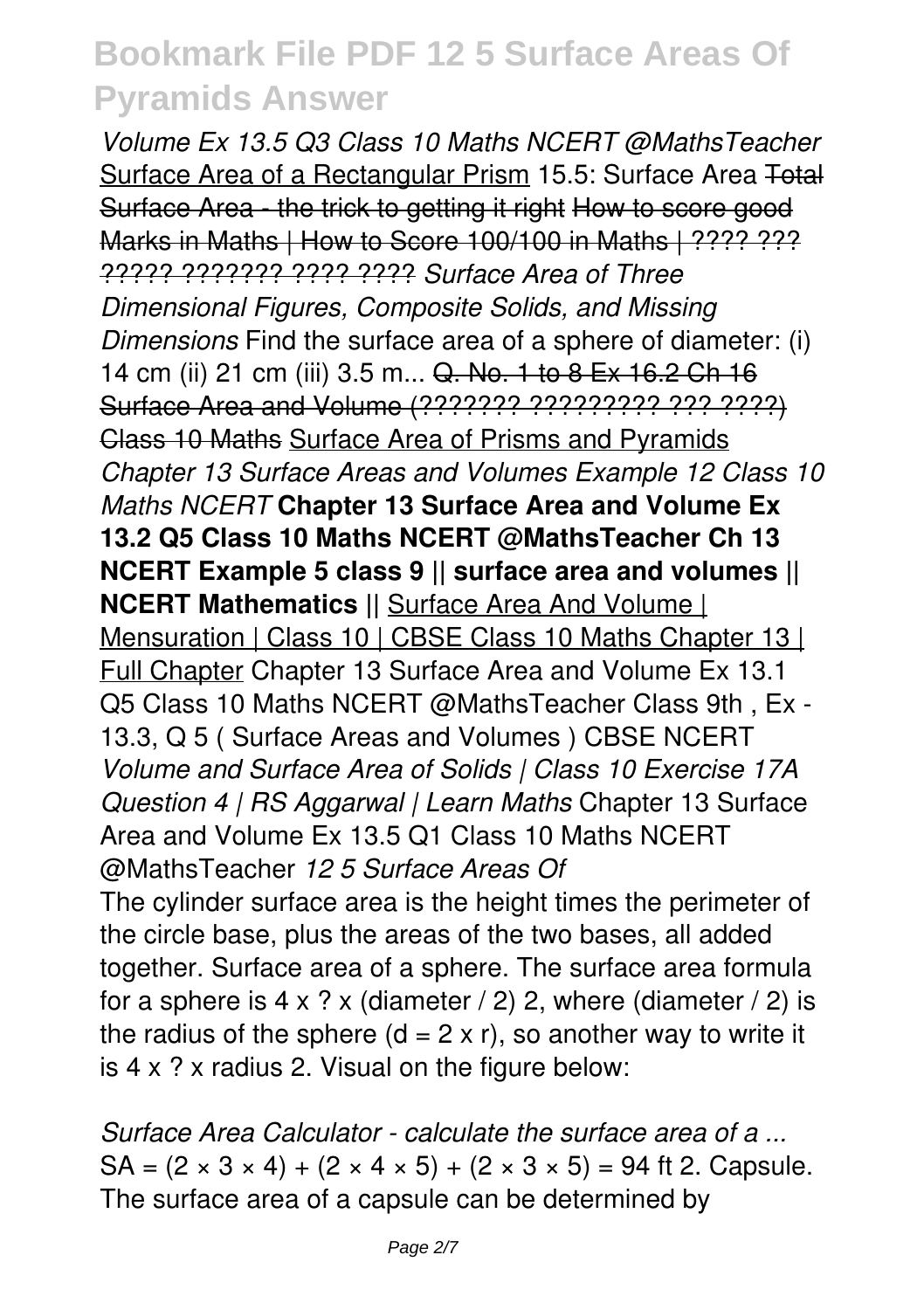*Volume Ex 13.5 Q3 Class 10 Maths NCERT @MathsTeacher* Surface Area of a Rectangular Prism 15.5: Surface Area ~~Total Surface Area - the trick to getting it right~~ ~~How to score good Marks in Maths | How to Score 100/100 in Maths | ???? ??? ????? ??????? ???? ????~~ *Surface Area of Three Dimensional Figures, Composite Solids, and Missing Dimensions* Find the surface area of a sphere of diameter: (i) 14 cm (ii) 21 cm (iii) 3.5 m... ~~Q. No. 1 to 8 Ex 16.2 Ch 16 Surface Area and Volume (??????? ????????? ??? ????) Class 10 Maths~~ Surface Area of Prisms and Pyramids *Chapter 13 Surface Areas and Volumes Example 12 Class 10 Maths NCERT* **Chapter 13 Surface Area and Volume Ex 13.2 Q5 Class 10 Maths NCERT @MathsTeacher Ch 13 NCERT Example 5 class 9 || surface area and volumes || NCERT Mathematics ||** Surface Area And Volume | Mensuration | Class 10 | CBSE Class 10 Maths Chapter 13 | Full Chapter Chapter 13 Surface Area and Volume Ex 13.1 Q5 Class 10 Maths NCERT @MathsTeacher Class 9th , Ex - 13.3, Q 5 ( Surface Areas and Volumes ) CBSE NCERT *Volume and Surface Area of Solids | Class 10 Exercise 17A Question 4 | RS Aggarwal | Learn Maths* Chapter 13 Surface Area and Volume Ex 13.5 Q1 Class 10 Maths NCERT @MathsTeacher *12 5 Surface Areas Of*

The cylinder surface area is the height times the perimeter of the circle base, plus the areas of the two bases, all added together. Surface area of a sphere. The surface area formula for a sphere is 4 x ? x (diameter / 2) 2, where (diameter / 2) is the radius of the sphere (d = 2 x r), so another way to write it is 4 x ? x radius 2. Visual on the figure below:

*Surface Area Calculator - calculate the surface area of a ...*

SA = (2 × 3 × 4) + (2 × 4 × 5) + (2 × 3 × 5) = 94 ft 2. Capsule. The surface area of a capsule can be determined by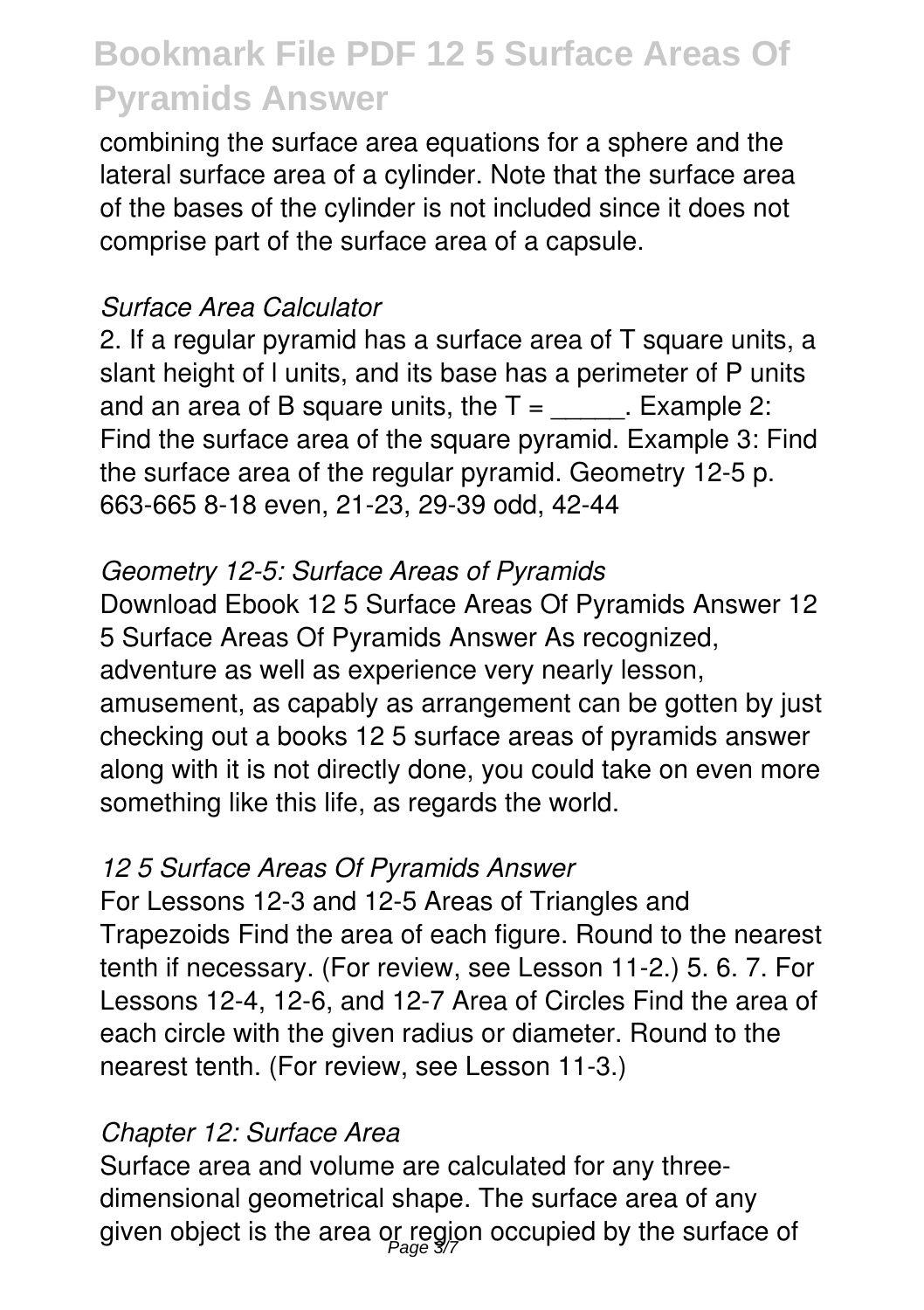combining the surface area equations for a sphere and the lateral surface area of a cylinder. Note that the surface area of the bases of the cylinder is not included since it does not comprise part of the surface area of a capsule.

### *Surface Area Calculator*

2. If a regular pyramid has a surface area of T square units, a slant height of l units, and its base has a perimeter of P units and an area of B square units, the T = _____. Example 2: Find the surface area of the square pyramid. Example 3: Find the surface area of the regular pyramid. Geometry 12-5 p. 663-665 8-18 even, 21-23, 29-39 odd, 42-44

### *Geometry 12-5: Surface Areas of Pyramids*

Download Ebook 12 5 Surface Areas Of Pyramids Answer 12 5 Surface Areas Of Pyramids Answer As recognized, adventure as well as experience very nearly lesson, amusement, as capably as arrangement can be gotten by just checking out a books 12 5 surface areas of pyramids answer along with it is not directly done, you could take on even more something like this life, as regards the world.

### *12 5 Surface Areas Of Pyramids Answer*

For Lessons 12-3 and 12-5 Areas of Triangles and Trapezoids Find the area of each figure. Round to the nearest tenth if necessary. (For review, see Lesson 11-2.) 5. 6. 7. For Lessons 12-4, 12-6, and 12-7 Area of Circles Find the area of each circle with the given radius or diameter. Round to the nearest tenth. (For review, see Lesson 11-3.)

### *Chapter 12: Surface Area*

Surface area and volume are calculated for any three-dimensional geometrical shape. The surface area of any given object is the area or region occupied by the surface of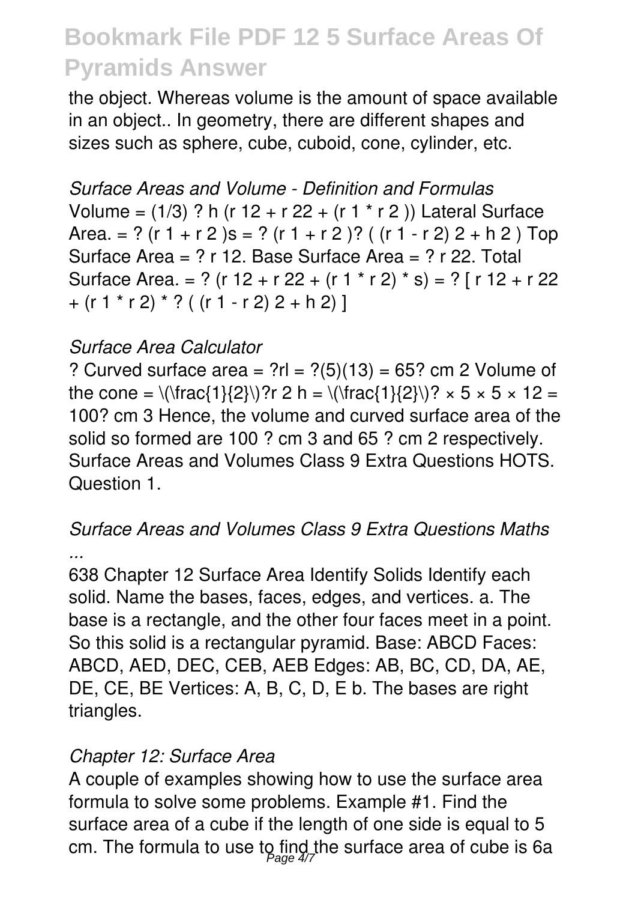the object. Whereas volume is the amount of space available in an object.. In geometry, there are different shapes and sizes such as sphere, cube, cuboid, cone, cylinder, etc.

*Surface Areas and Volume - Definition and Formulas*

Volume = (1/3) ? h (r 12 + r 22 + (r 1 * r 2 )) Lateral Surface Area. = ? (r 1 + r 2 )s = ? (r 1 + r 2 )? ( (r 1 - r 2) 2 + h 2 ) Top Surface Area = ? r 12. Base Surface Area = ? r 22. Total Surface Area. = ? (r 12 + r 22 + (r 1 * r 2) * s) = ? [ r 12 + r 22 + (r 1 * r 2) * ? ( (r 1 - r 2) 2 + h 2) ]

*Surface Area Calculator*

? Curved surface area = ?rl = ?(5)(13) = 65? cm 2 Volume of the cone = \(\frac{1}{2}\)?r 2 h = \(\frac{1}{2}\)? × 5 × 5 × 12 = 100? cm 3 Hence, the volume and curved surface area of the solid so formed are 100 ? cm 3 and 65 ? cm 2 respectively. Surface Areas and Volumes Class 9 Extra Questions HOTS. Question 1.

*Surface Areas and Volumes Class 9 Extra Questions Maths ...*

638 Chapter 12 Surface Area Identify Solids Identify each solid. Name the bases, faces, edges, and vertices. a. The base is a rectangle, and the other four faces meet in a point. So this solid is a rectangular pyramid. Base: ABCD Faces: ABCD, AED, DEC, CEB, AEB Edges: AB, BC, CD, DA, AE, DE, CE, BE Vertices: A, B, C, D, E b. The bases are right triangles.

*Chapter 12: Surface Area*

A couple of examples showing how to use the surface area formula to solve some problems. Example #1. Find the surface area of a cube if the length of one side is equal to 5 cm. The formula to use to find the surface area of cube is 6a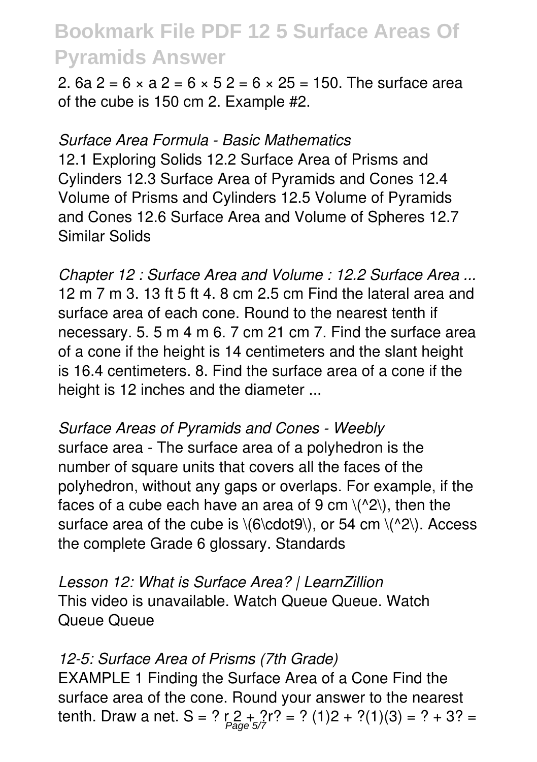2. $6a^2 = 6 \times a^2 = 6 \times 5^2 = 6 \times 25 = 150$. The surface area of the cube is 150 cm 2. Example #2.

*Surface Area Formula - Basic Mathematics*

12.1 Exploring Solids 12.2 Surface Area of Prisms and Cylinders 12.3 Surface Area of Pyramids and Cones 12.4 Volume of Prisms and Cylinders 12.5 Volume of Pyramids and Cones 12.6 Surface Area and Volume of Spheres 12.7 Similar Solids

*Chapter 12 : Surface Area and Volume : 12.2 Surface Area ...*

12 m 7 m 3. 13 ft 5 ft 4. 8 cm 2.5 cm Find the lateral area and surface area of each cone. Round to the nearest tenth if necessary. 5. 5 m 4 m 6. 7 cm 21 cm 7. Find the surface area of a cone if the height is 14 centimeters and the slant height is 16.4 centimeters. 8. Find the surface area of a cone if the height is 12 inches and the diameter ...

*Surface Areas of Pyramids and Cones - Weebly*

surface area - The surface area of a polyhedron is the number of square units that covers all the faces of the polyhedron, without any gaps or overlaps. For example, if the faces of a cube each have an area of 9 cm \(^2\), then the surface area of the cube is \(6\cdot9\), or 54 cm \(^2\). Access the complete Grade 6 glossary. Standards

*Lesson 12: What is Surface Area? | LearnZillion*

This video is unavailable. Watch Queue Queue. Watch Queue Queue

*12-5: Surface Area of Prisms (7th Grade)*

EXAMPLE 1 Finding the Surface Area of a Cone Find the surface area of the cone. Round your answer to the nearest tenth. Draw a net. S = ? r 2 + ?r? = ? (1)2 + ?(1)(3) = ? + 3? =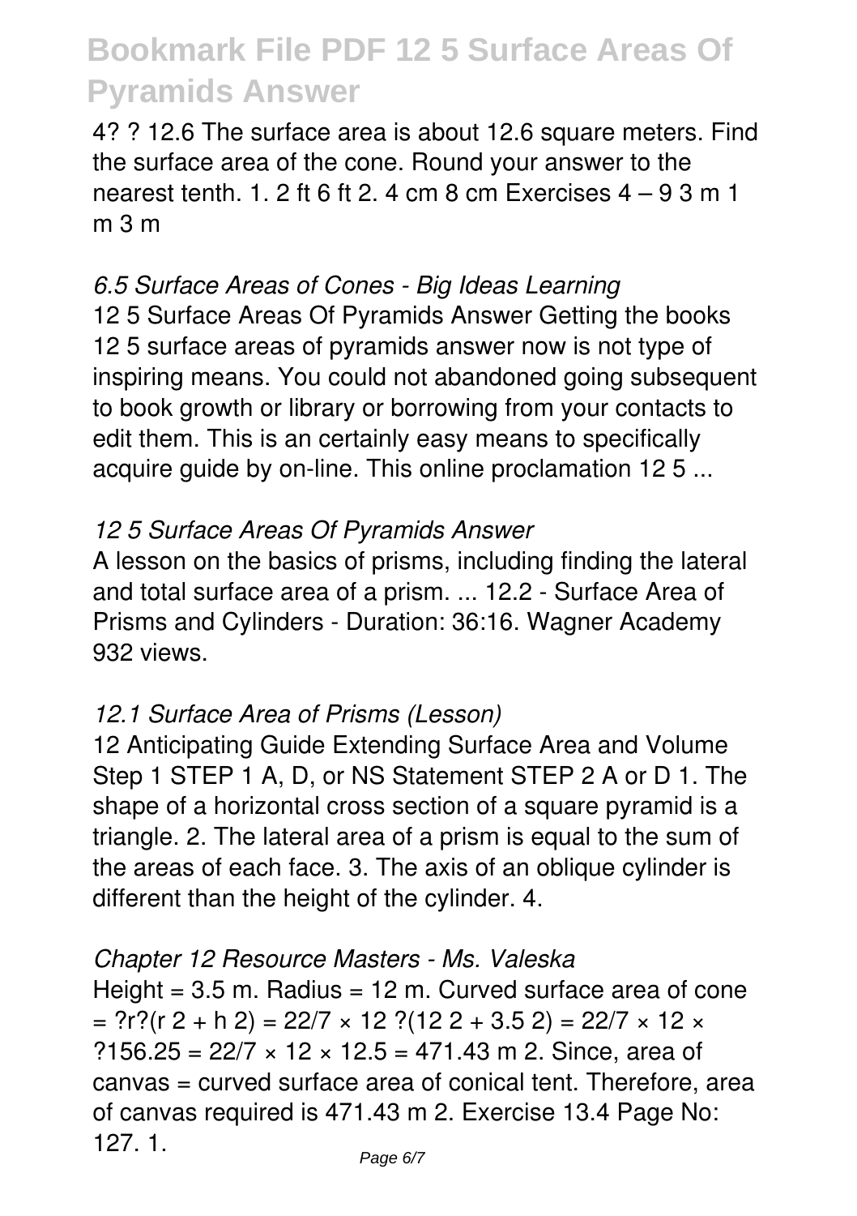4? ? 12.6 The surface area is about 12.6 square meters. Find the surface area of the cone. Round your answer to the nearest tenth. 1. 2 ft 6 ft 2. 4 cm 8 cm Exercises 4 – 9 3 m 1 m 3 m

*6.5 Surface Areas of Cones - Big Ideas Learning*

12 5 Surface Areas Of Pyramids Answer Getting the books 12 5 surface areas of pyramids answer now is not type of inspiring means. You could not abandoned going subsequent to book growth or library or borrowing from your contacts to edit them. This is an certainly easy means to specifically acquire guide by on-line. This online proclamation 12 5 ...

*12 5 Surface Areas Of Pyramids Answer*

A lesson on the basics of prisms, including finding the lateral and total surface area of a prism. ... 12.2 - Surface Area of Prisms and Cylinders - Duration: 36:16. Wagner Academy 932 views.

*12.1 Surface Area of Prisms (Lesson)*

12 Anticipating Guide Extending Surface Area and Volume Step 1 STEP 1 A, D, or NS Statement STEP 2 A or D 1. The shape of a horizontal cross section of a square pyramid is a triangle. 2. The lateral area of a prism is equal to the sum of the areas of each face. 3. The axis of an oblique cylinder is different than the height of the cylinder. 4.

*Chapter 12 Resource Masters - Ms. Valeska*

Height = 3.5 m. Radius = 12 m. Curved surface area of cone = ?r?(r 2 + h 2) = 22/7 × 12 ?(12 2 + 3.5 2) = 22/7 × 12 × ?156.25 = 22/7 × 12 × 12.5 = 471.43 m 2. Since, area of canvas = curved surface area of conical tent. Therefore, area of canvas required is 471.43 m 2. Exercise 13.4 Page No: 127. 1.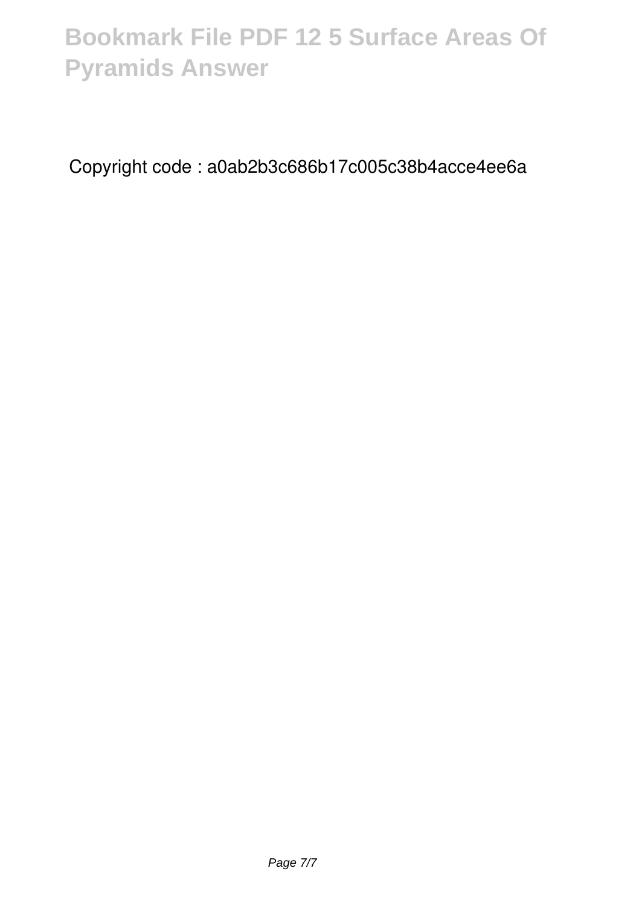Copyright code : a0ab2b3c686b17c005c38b4acce4ee6a